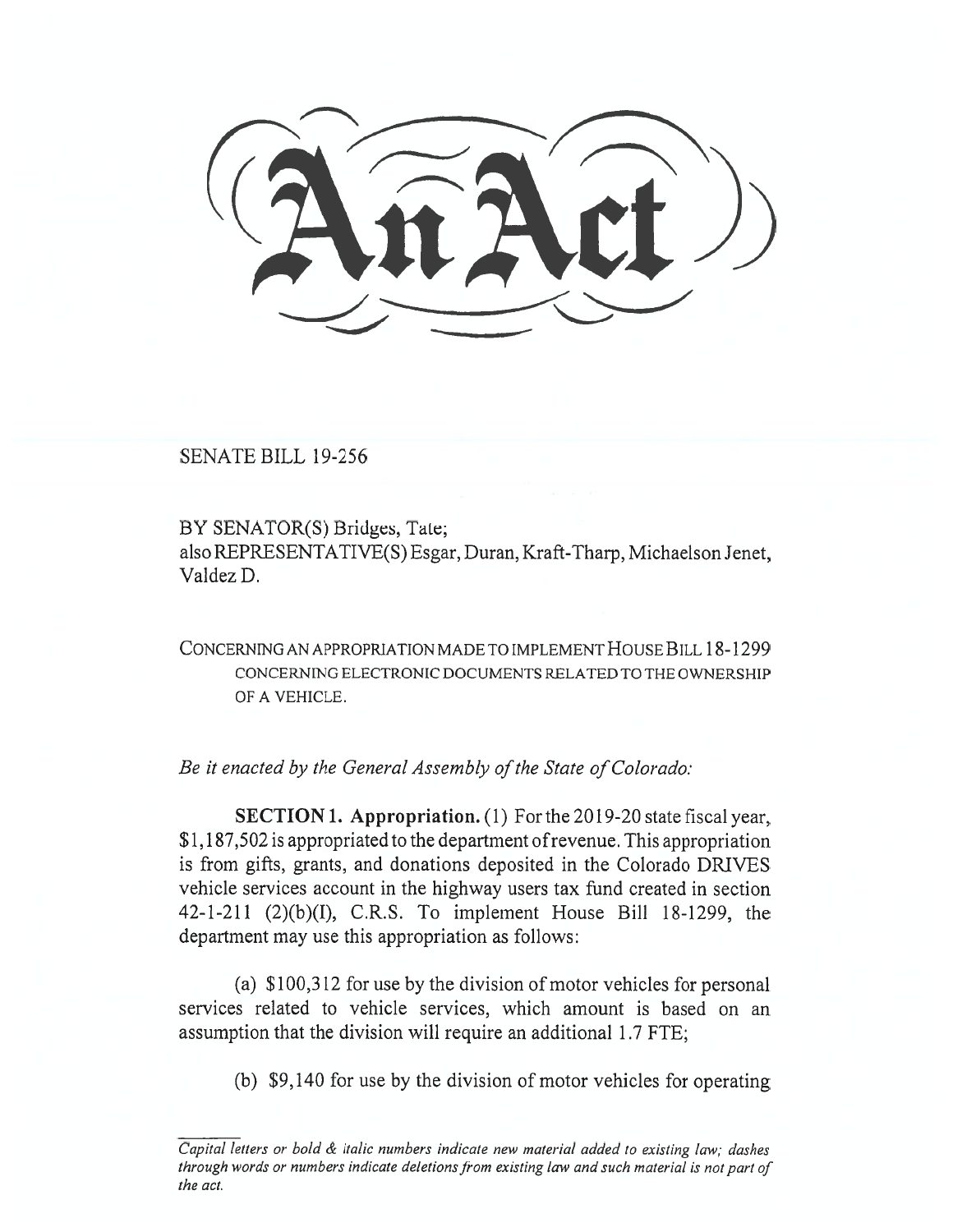# An Act

SENATE BILL 19-256

BY SENATOR(S) Bridges, Tate;
also REPRESENTATIVE(S) Esgar, Duran, Kraft-Tharp, Michaelson Jenet, Valdez D.

CONCERNING AN APPROPRIATION MADE TO IMPLEMENT HOUSE BILL 18-1299 CONCERNING ELECTRONIC DOCUMENTS RELATED TO THE OWNERSHIP OF A VEHICLE.

*Be it enacted by the General Assembly of the State of Colorado:*

**SECTION 1. Appropriation.** (1) For the 2019-20 state fiscal year, $1,187,502 is appropriated to the department of revenue. This appropriation is from gifts, grants, and donations deposited in the Colorado DRIVES vehicle services account in the highway users tax fund created in section 42-1-211 (2)(b)(I), C.R.S. To implement House Bill 18-1299, the department may use this appropriation as follows:

(a) $100,312 for use by the division of motor vehicles for personal services related to vehicle services, which amount is based on an assumption that the division will require an additional 1.7 FTE;

(b) $9,140 for use by the division of motor vehicles for operating

*Capital letters or bold & italic numbers indicate new material added to existing law; dashes through words or numbers indicate deletions from existing law and such material is not part of the act.*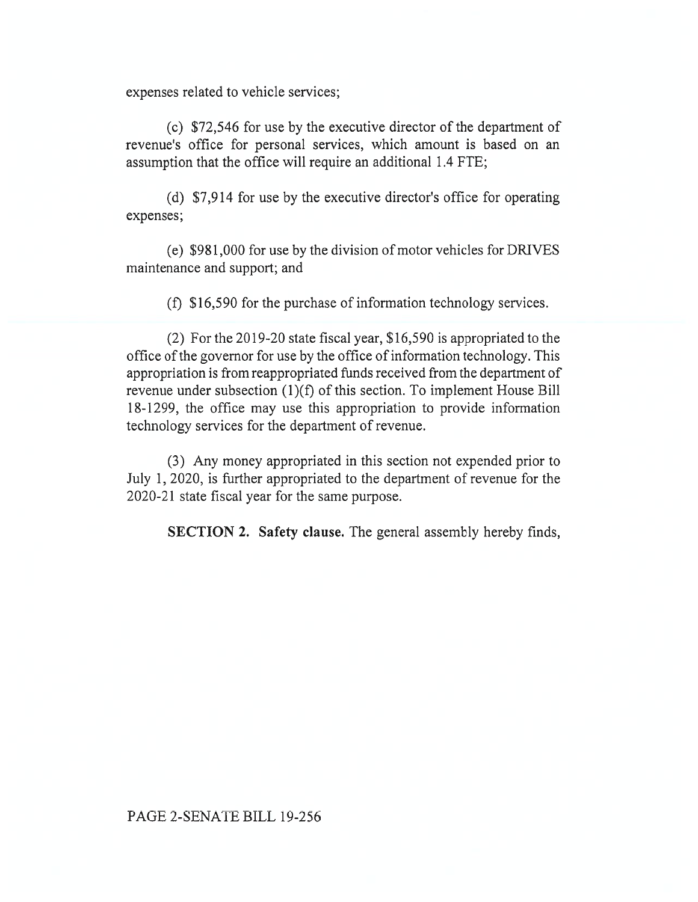expenses related to vehicle services;

(c) $72,546 for use by the executive director of the department of revenue's office for personal services, which amount is based on an assumption that the office will require an additional 1.4 FTE;

(d) $7,914 for use by the executive director's office for operating expenses;

(e) $981,000 for use by the division of motor vehicles for DRIVES maintenance and support; and

(f) $16,590 for the purchase of information technology services.

(2) For the 2019-20 state fiscal year, $16,590 is appropriated to the office of the governor for use by the office of information technology. This appropriation is from reappropriated funds received from the department of revenue under subsection (1)(f) of this section. To implement House Bill 18-1299, the office may use this appropriation to provide information technology services for the department of revenue.

(3) Any money appropriated in this section not expended prior to July 1, 2020, is further appropriated to the department of revenue for the 2020-21 state fiscal year for the same purpose.

**SECTION 2. Safety clause.** The general assembly hereby finds,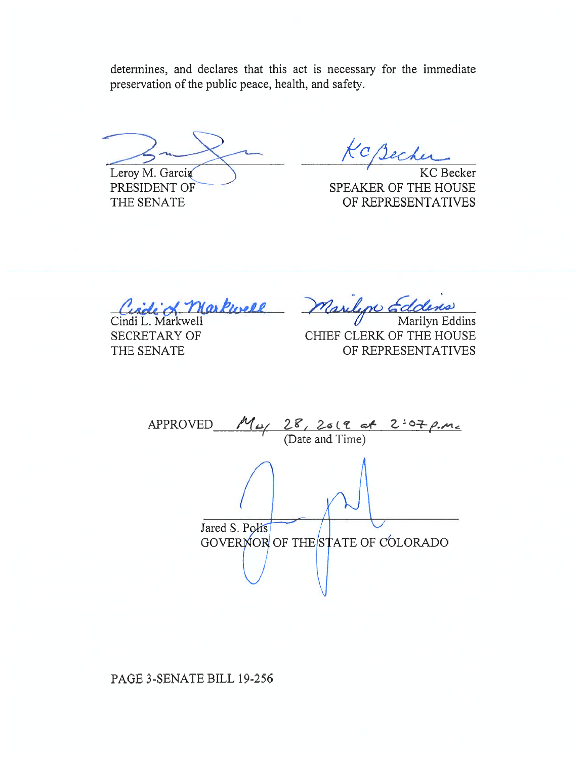determines, and declares that this act is necessary for the immediate preservation of the public peace, health, and safety.

| | |
|---|---|
| Leroy M. Garcia<br>PRESIDENT OF<br>THE SENATE | KC Becker<br>SPEAKER OF THE HOUSE<br>OF REPRESENTATIVES |
| Cindi L. Markwell<br>SECRETARY OF<br>THE SENATE | Marilyn Eddins<br>CHIEF CLERK OF THE HOUSE<br>OF REPRESENTATIVES |

APPROVED May 28, 2019 at 2:07 p.m.
(Date and Time)

Jared S. Polis
GOVERNOR OF THE STATE OF COLORADO

PAGE 3-SENATE BILL 19-256